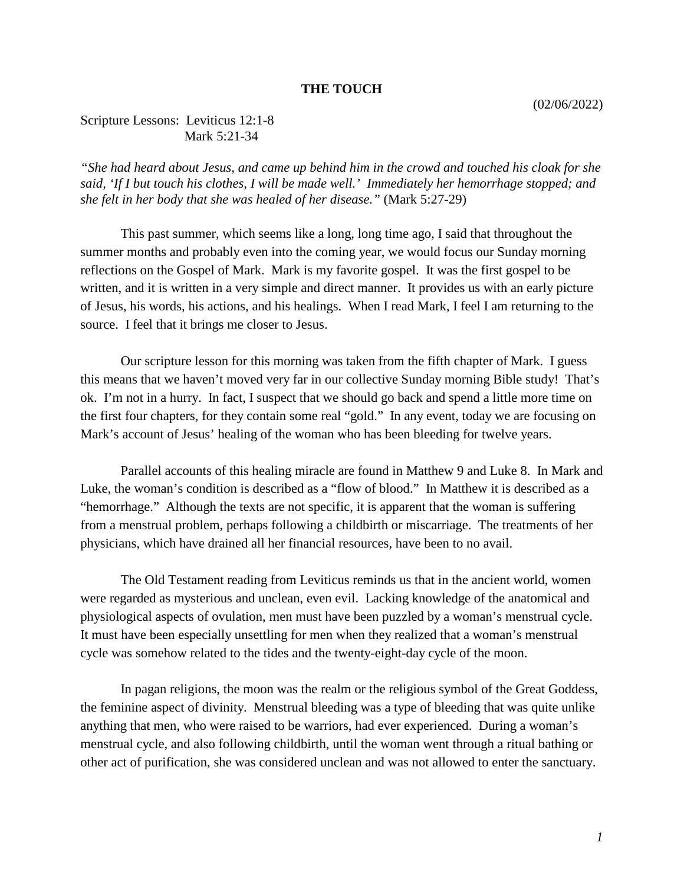# THE TOUCH

(02/06/2022)

Scripture Lessons: Leviticus 12:1-8
Mark 5:21-34

*"She had heard about Jesus, and came up behind him in the crowd and touched his cloak for she said, 'If I but touch his clothes, I will be made well.' Immediately her hemorrhage stopped; and she felt in her body that she was healed of her disease."* (Mark 5:27-29)

This past summer, which seems like a long, long time ago, I said that throughout the summer months and probably even into the coming year, we would focus our Sunday morning reflections on the Gospel of Mark. Mark is my favorite gospel. It was the first gospel to be written, and it is written in a very simple and direct manner. It provides us with an early picture of Jesus, his words, his actions, and his healings. When I read Mark, I feel I am returning to the source. I feel that it brings me closer to Jesus.

Our scripture lesson for this morning was taken from the fifth chapter of Mark. I guess this means that we haven't moved very far in our collective Sunday morning Bible study! That's ok. I'm not in a hurry. In fact, I suspect that we should go back and spend a little more time on the first four chapters, for they contain some real "gold." In any event, today we are focusing on Mark's account of Jesus' healing of the woman who has been bleeding for twelve years.

Parallel accounts of this healing miracle are found in Matthew 9 and Luke 8. In Mark and Luke, the woman's condition is described as a "flow of blood." In Matthew it is described as a "hemorrhage." Although the texts are not specific, it is apparent that the woman is suffering from a menstrual problem, perhaps following a childbirth or miscarriage. The treatments of her physicians, which have drained all her financial resources, have been to no avail.

The Old Testament reading from Leviticus reminds us that in the ancient world, women were regarded as mysterious and unclean, even evil. Lacking knowledge of the anatomical and physiological aspects of ovulation, men must have been puzzled by a woman's menstrual cycle. It must have been especially unsettling for men when they realized that a woman's menstrual cycle was somehow related to the tides and the twenty-eight-day cycle of the moon.

In pagan religions, the moon was the realm or the religious symbol of the Great Goddess, the feminine aspect of divinity. Menstrual bleeding was a type of bleeding that was quite unlike anything that men, who were raised to be warriors, had ever experienced. During a woman's menstrual cycle, and also following childbirth, until the woman went through a ritual bathing or other act of purification, she was considered unclean and was not allowed to enter the sanctuary.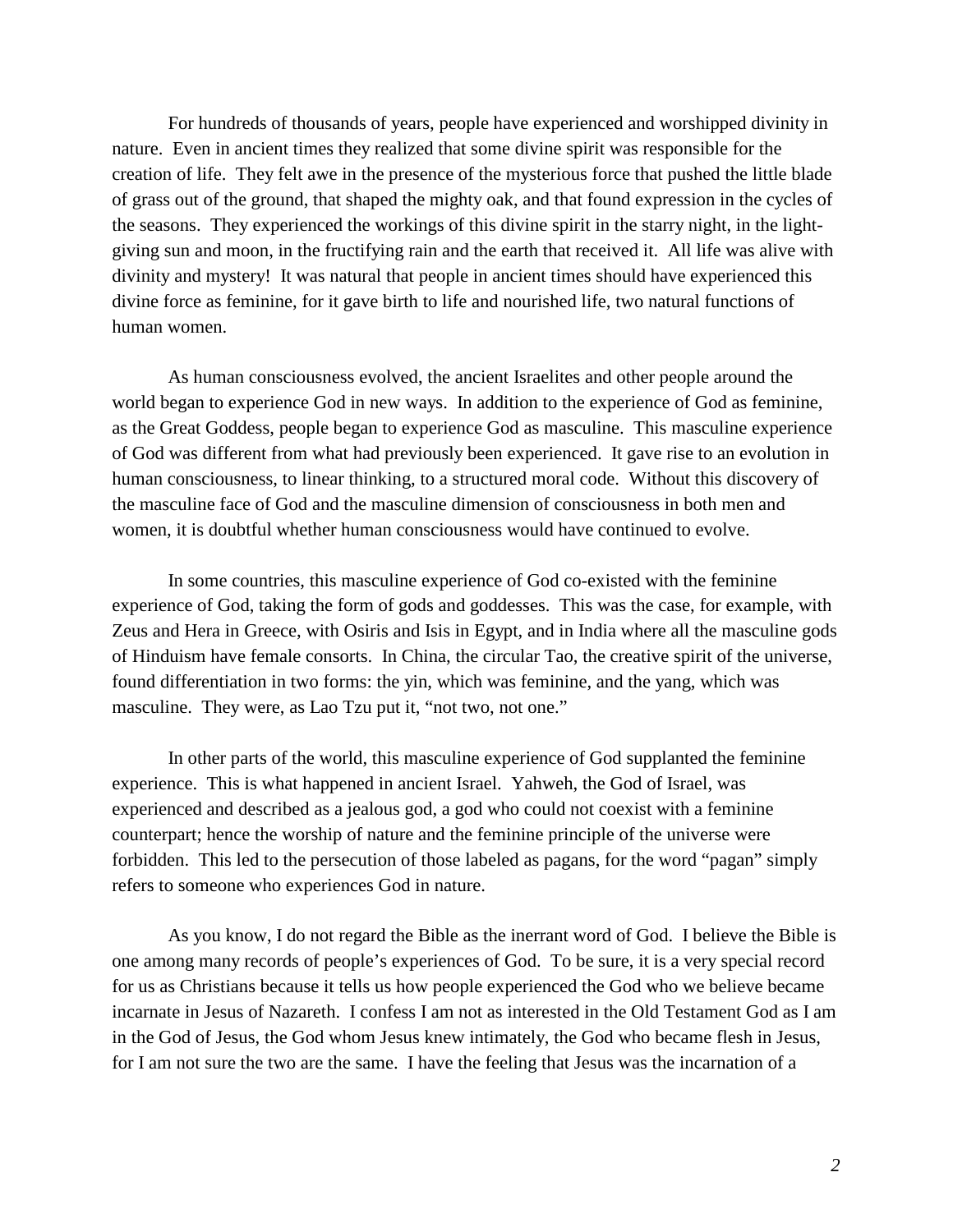For hundreds of thousands of years, people have experienced and worshipped divinity in nature. Even in ancient times they realized that some divine spirit was responsible for the creation of life. They felt awe in the presence of the mysterious force that pushed the little blade of grass out of the ground, that shaped the mighty oak, and that found expression in the cycles of the seasons. They experienced the workings of this divine spirit in the starry night, in the light-giving sun and moon, in the fructifying rain and the earth that received it. All life was alive with divinity and mystery! It was natural that people in ancient times should have experienced this divine force as feminine, for it gave birth to life and nourished life, two natural functions of human women.

As human consciousness evolved, the ancient Israelites and other people around the world began to experience God in new ways. In addition to the experience of God as feminine, as the Great Goddess, people began to experience God as masculine. This masculine experience of God was different from what had previously been experienced. It gave rise to an evolution in human consciousness, to linear thinking, to a structured moral code. Without this discovery of the masculine face of God and the masculine dimension of consciousness in both men and women, it is doubtful whether human consciousness would have continued to evolve.

In some countries, this masculine experience of God co-existed with the feminine experience of God, taking the form of gods and goddesses. This was the case, for example, with Zeus and Hera in Greece, with Osiris and Isis in Egypt, and in India where all the masculine gods of Hinduism have female consorts. In China, the circular Tao, the creative spirit of the universe, found differentiation in two forms: the yin, which was feminine, and the yang, which was masculine. They were, as Lao Tzu put it, "not two, not one."

In other parts of the world, this masculine experience of God supplanted the feminine experience. This is what happened in ancient Israel. Yahweh, the God of Israel, was experienced and described as a jealous god, a god who could not coexist with a feminine counterpart; hence the worship of nature and the feminine principle of the universe were forbidden. This led to the persecution of those labeled as pagans, for the word "pagan" simply refers to someone who experiences God in nature.

As you know, I do not regard the Bible as the inerrant word of God. I believe the Bible is one among many records of people's experiences of God. To be sure, it is a very special record for us as Christians because it tells us how people experienced the God who we believe became incarnate in Jesus of Nazareth. I confess I am not as interested in the Old Testament God as I am in the God of Jesus, the God whom Jesus knew intimately, the God who became flesh in Jesus, for I am not sure the two are the same. I have the feeling that Jesus was the incarnation of a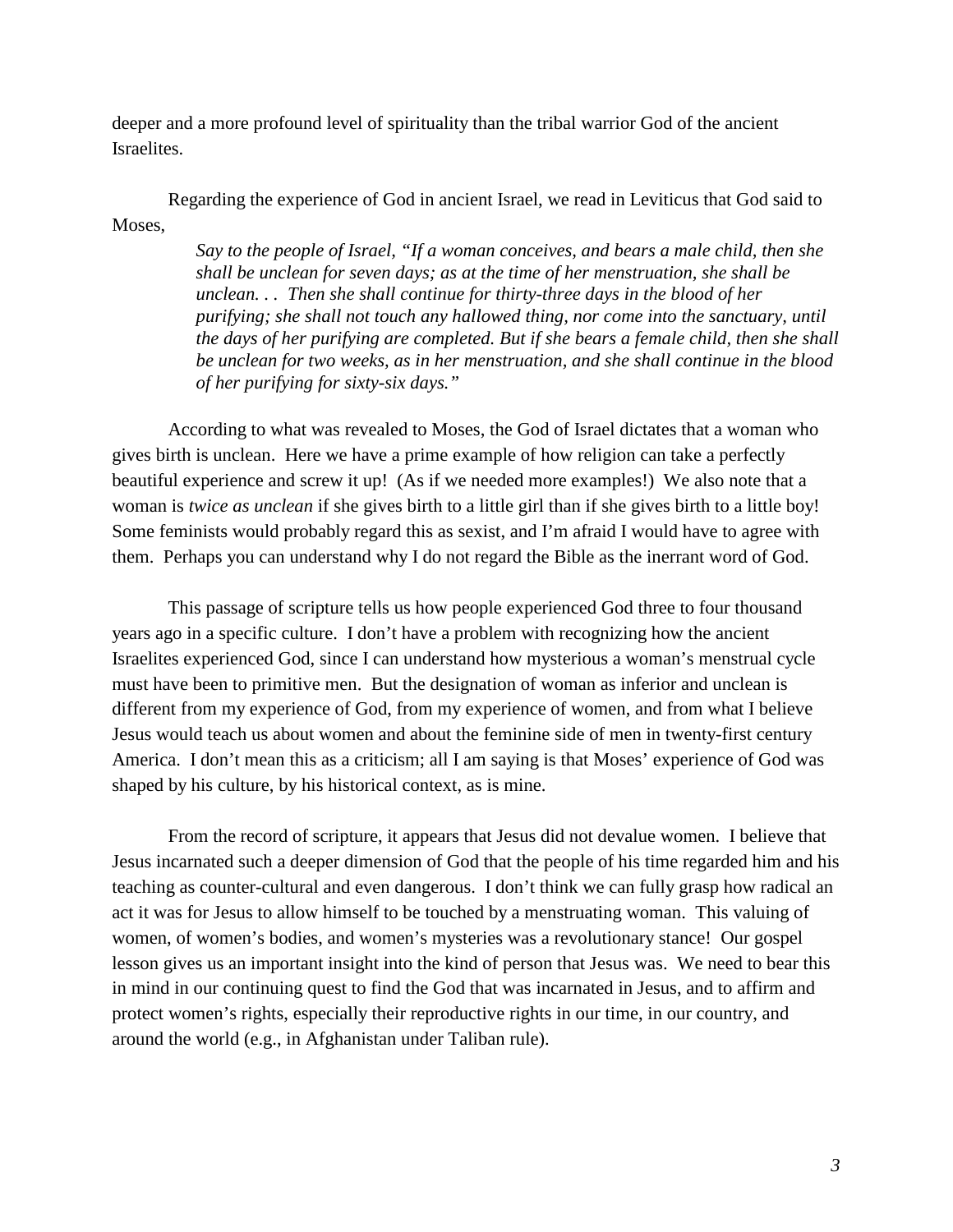deeper and a more profound level of spirituality than the tribal warrior God of the ancient Israelites.

Regarding the experience of God in ancient Israel, we read in Leviticus that God said to Moses,

> *Say to the people of Israel, "If a woman conceives, and bears a male child, then she shall be unclean for seven days; as at the time of her menstruation, she shall be unclean. . . Then she shall continue for thirty-three days in the blood of her purifying; she shall not touch any hallowed thing, nor come into the sanctuary, until the days of her purifying are completed. But if she bears a female child, then she shall be unclean for two weeks, as in her menstruation, and she shall continue in the blood of her purifying for sixty-six days."*

According to what was revealed to Moses, the God of Israel dictates that a woman who gives birth is unclean. Here we have a prime example of how religion can take a perfectly beautiful experience and screw it up! (As if we needed more examples!) We also note that a woman is *twice as unclean* if she gives birth to a little girl than if she gives birth to a little boy! Some feminists would probably regard this as sexist, and I'm afraid I would have to agree with them. Perhaps you can understand why I do not regard the Bible as the inerrant word of God.

This passage of scripture tells us how people experienced God three to four thousand years ago in a specific culture. I don't have a problem with recognizing how the ancient Israelites experienced God, since I can understand how mysterious a woman's menstrual cycle must have been to primitive men. But the designation of woman as inferior and unclean is different from my experience of God, from my experience of women, and from what I believe Jesus would teach us about women and about the feminine side of men in twenty-first century America. I don't mean this as a criticism; all I am saying is that Moses' experience of God was shaped by his culture, by his historical context, as is mine.

From the record of scripture, it appears that Jesus did not devalue women. I believe that Jesus incarnated such a deeper dimension of God that the people of his time regarded him and his teaching as counter-cultural and even dangerous. I don't think we can fully grasp how radical an act it was for Jesus to allow himself to be touched by a menstruating woman. This valuing of women, of women's bodies, and women's mysteries was a revolutionary stance! Our gospel lesson gives us an important insight into the kind of person that Jesus was. We need to bear this in mind in our continuing quest to find the God that was incarnated in Jesus, and to affirm and protect women's rights, especially their reproductive rights in our time, in our country, and around the world (e.g., in Afghanistan under Taliban rule).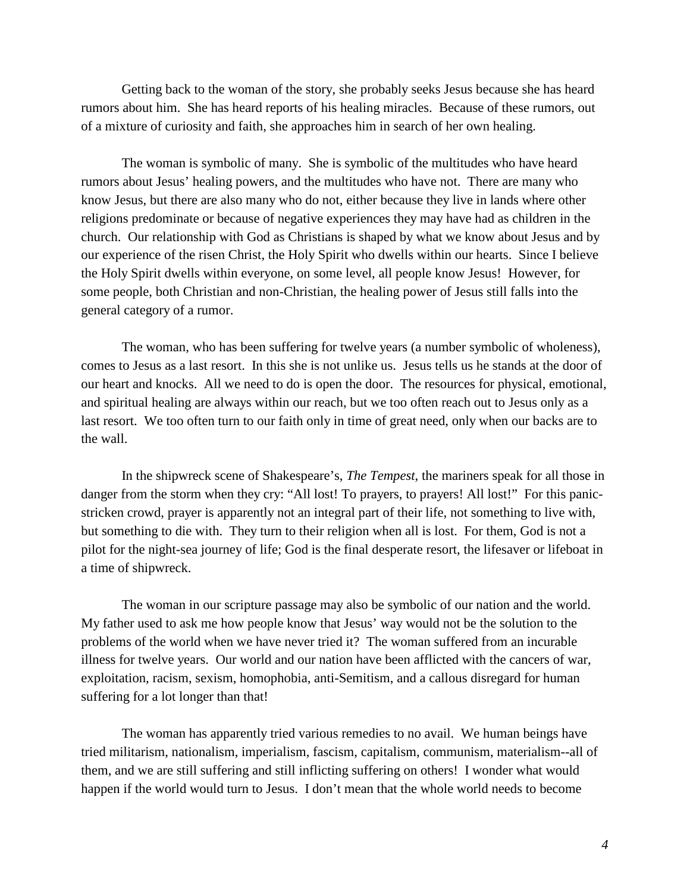Getting back to the woman of the story, she probably seeks Jesus because she has heard rumors about him. She has heard reports of his healing miracles. Because of these rumors, out of a mixture of curiosity and faith, she approaches him in search of her own healing.

The woman is symbolic of many. She is symbolic of the multitudes who have heard rumors about Jesus' healing powers, and the multitudes who have not. There are many who know Jesus, but there are also many who do not, either because they live in lands where other religions predominate or because of negative experiences they may have had as children in the church. Our relationship with God as Christians is shaped by what we know about Jesus and by our experience of the risen Christ, the Holy Spirit who dwells within our hearts. Since I believe the Holy Spirit dwells within everyone, on some level, all people know Jesus! However, for some people, both Christian and non-Christian, the healing power of Jesus still falls into the general category of a rumor.

The woman, who has been suffering for twelve years (a number symbolic of wholeness), comes to Jesus as a last resort. In this she is not unlike us. Jesus tells us he stands at the door of our heart and knocks. All we need to do is open the door. The resources for physical, emotional, and spiritual healing are always within our reach, but we too often reach out to Jesus only as a last resort. We too often turn to our faith only in time of great need, only when our backs are to the wall.

In the shipwreck scene of Shakespeare's, *The Tempest*, the mariners speak for all those in danger from the storm when they cry: "All lost! To prayers, to prayers! All lost!" For this panic-stricken crowd, prayer is apparently not an integral part of their life, not something to live with, but something to die with. They turn to their religion when all is lost. For them, God is not a pilot for the night-sea journey of life; God is the final desperate resort, the lifesaver or lifeboat in a time of shipwreck.

The woman in our scripture passage may also be symbolic of our nation and the world. My father used to ask me how people know that Jesus' way would not be the solution to the problems of the world when we have never tried it? The woman suffered from an incurable illness for twelve years. Our world and our nation have been afflicted with the cancers of war, exploitation, racism, sexism, homophobia, anti-Semitism, and a callous disregard for human suffering for a lot longer than that!

The woman has apparently tried various remedies to no avail. We human beings have tried militarism, nationalism, imperialism, fascism, capitalism, communism, materialism--all of them, and we are still suffering and still inflicting suffering on others! I wonder what would happen if the world would turn to Jesus. I don't mean that the whole world needs to become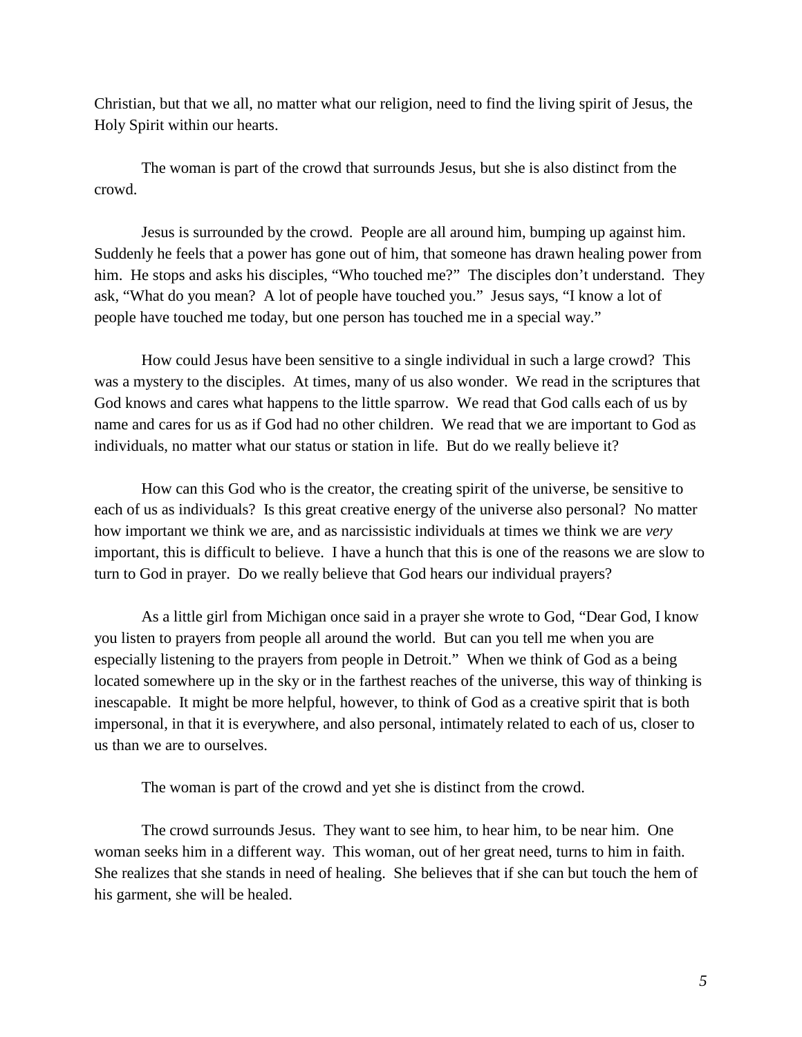Christian, but that we all, no matter what our religion, need to find the living spirit of Jesus, the Holy Spirit within our hearts.

The woman is part of the crowd that surrounds Jesus, but she is also distinct from the crowd.

Jesus is surrounded by the crowd. People are all around him, bumping up against him. Suddenly he feels that a power has gone out of him, that someone has drawn healing power from him. He stops and asks his disciples, "Who touched me?" The disciples don't understand. They ask, "What do you mean? A lot of people have touched you." Jesus says, "I know a lot of people have touched me today, but one person has touched me in a special way."

How could Jesus have been sensitive to a single individual in such a large crowd? This was a mystery to the disciples. At times, many of us also wonder. We read in the scriptures that God knows and cares what happens to the little sparrow. We read that God calls each of us by name and cares for us as if God had no other children. We read that we are important to God as individuals, no matter what our status or station in life. But do we really believe it?

How can this God who is the creator, the creating spirit of the universe, be sensitive to each of us as individuals? Is this great creative energy of the universe also personal? No matter how important we think we are, and as narcissistic individuals at times we think we are *very* important, this is difficult to believe. I have a hunch that this is one of the reasons we are slow to turn to God in prayer. Do we really believe that God hears our individual prayers?

As a little girl from Michigan once said in a prayer she wrote to God, "Dear God, I know you listen to prayers from people all around the world. But can you tell me when you are especially listening to the prayers from people in Detroit." When we think of God as a being located somewhere up in the sky or in the farthest reaches of the universe, this way of thinking is inescapable. It might be more helpful, however, to think of God as a creative spirit that is both impersonal, in that it is everywhere, and also personal, intimately related to each of us, closer to us than we are to ourselves.

The woman is part of the crowd and yet she is distinct from the crowd.

The crowd surrounds Jesus. They want to see him, to hear him, to be near him. One woman seeks him in a different way. This woman, out of her great need, turns to him in faith. She realizes that she stands in need of healing. She believes that if she can but touch the hem of his garment, she will be healed.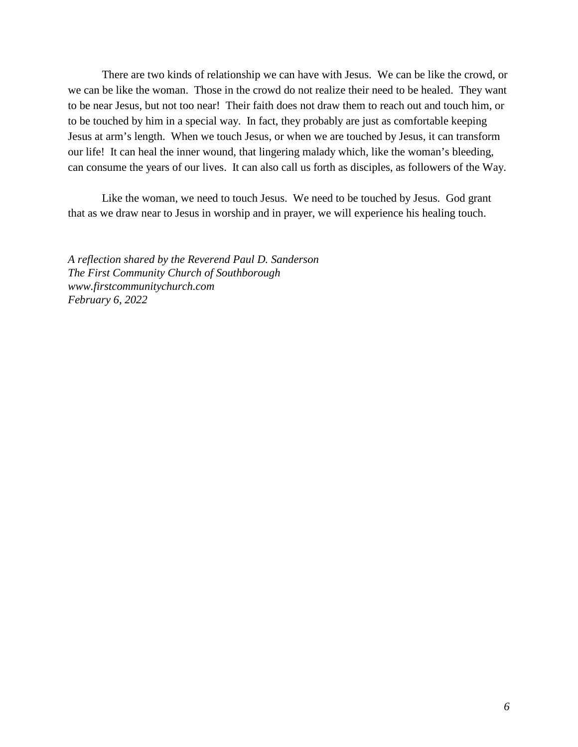There are two kinds of relationship we can have with Jesus. We can be like the crowd, or we can be like the woman. Those in the crowd do not realize their need to be healed. They want to be near Jesus, but not too near! Their faith does not draw them to reach out and touch him, or to be touched by him in a special way. In fact, they probably are just as comfortable keeping Jesus at arm's length. When we touch Jesus, or when we are touched by Jesus, it can transform our life! It can heal the inner wound, that lingering malady which, like the woman's bleeding, can consume the years of our lives. It can also call us forth as disciples, as followers of the Way.

Like the woman, we need to touch Jesus. We need to be touched by Jesus. God grant that as we draw near to Jesus in worship and in prayer, we will experience his healing touch.

*A reflection shared by the Reverend Paul D. Sanderson*
*The First Community Church of Southborough*
*www.firstcommunitychurch.com*
*February 6, 2022*